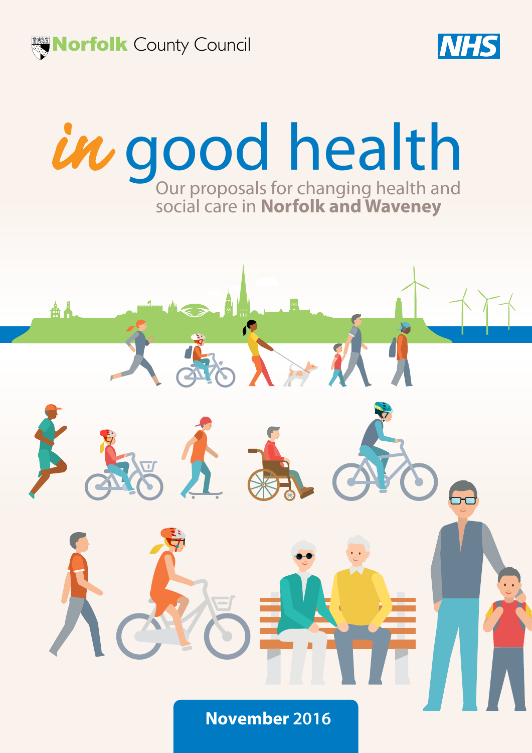Norfolk County Council

NHS

# *in* good health

Our proposals for changing health and social care in **Norfolk and Waveney**

**November 2016**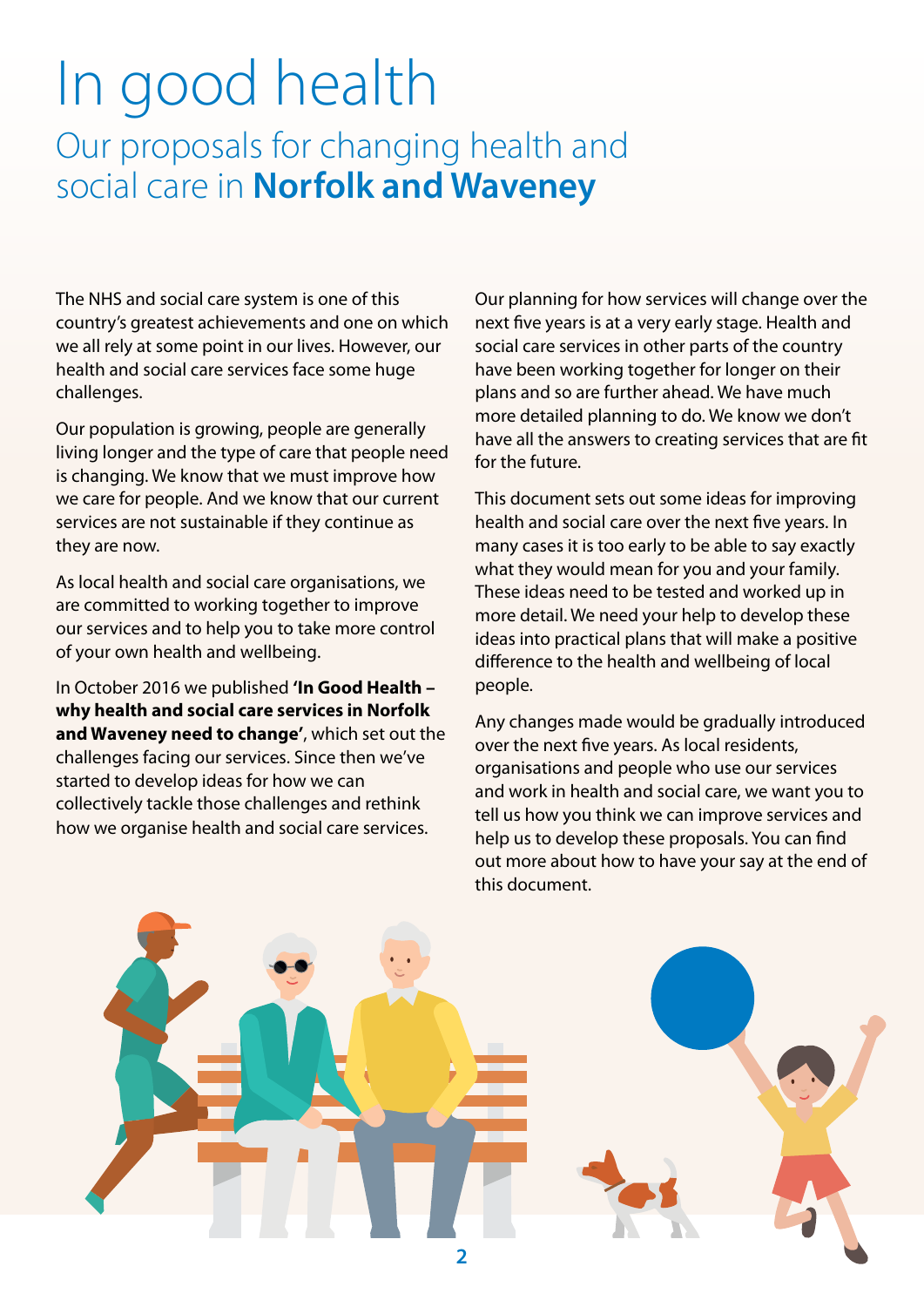# In good health

## Our proposals for changing health and social care in **Norfolk and Waveney**

The NHS and social care system is one of this country's greatest achievements and one on which we all rely at some point in our lives. However, our health and social care services face some huge challenges.

Our population is growing, people are generally living longer and the type of care that people need is changing. We know that we must improve how we care for people. And we know that our current services are not sustainable if they continue as they are now.

As local health and social care organisations, we are committed to working together to improve our services and to help you to take more control of your own health and wellbeing.

In October 2016 we published **'In Good Health – why health and social care services in Norfolk and Waveney need to change'**, which set out the challenges facing our services. Since then we've started to develop ideas for how we can collectively tackle those challenges and rethink how we organise health and social care services.

Our planning for how services will change over the next five years is at a very early stage. Health and social care services in other parts of the country have been working together for longer on their plans and so are further ahead. We have much more detailed planning to do. We know we don't have all the answers to creating services that are fit for the future.

This document sets out some ideas for improving health and social care over the next five years. In many cases it is too early to be able to say exactly what they would mean for you and your family. These ideas need to be tested and worked up in more detail. We need your help to develop these ideas into practical plans that will make a positive difference to the health and wellbeing of local people.

Any changes made would be gradually introduced over the next five years. As local residents, organisations and people who use our services and work in health and social care, we want you to tell us how you think we can improve services and help us to develop these proposals. You can find out more about how to have your say at the end of this document.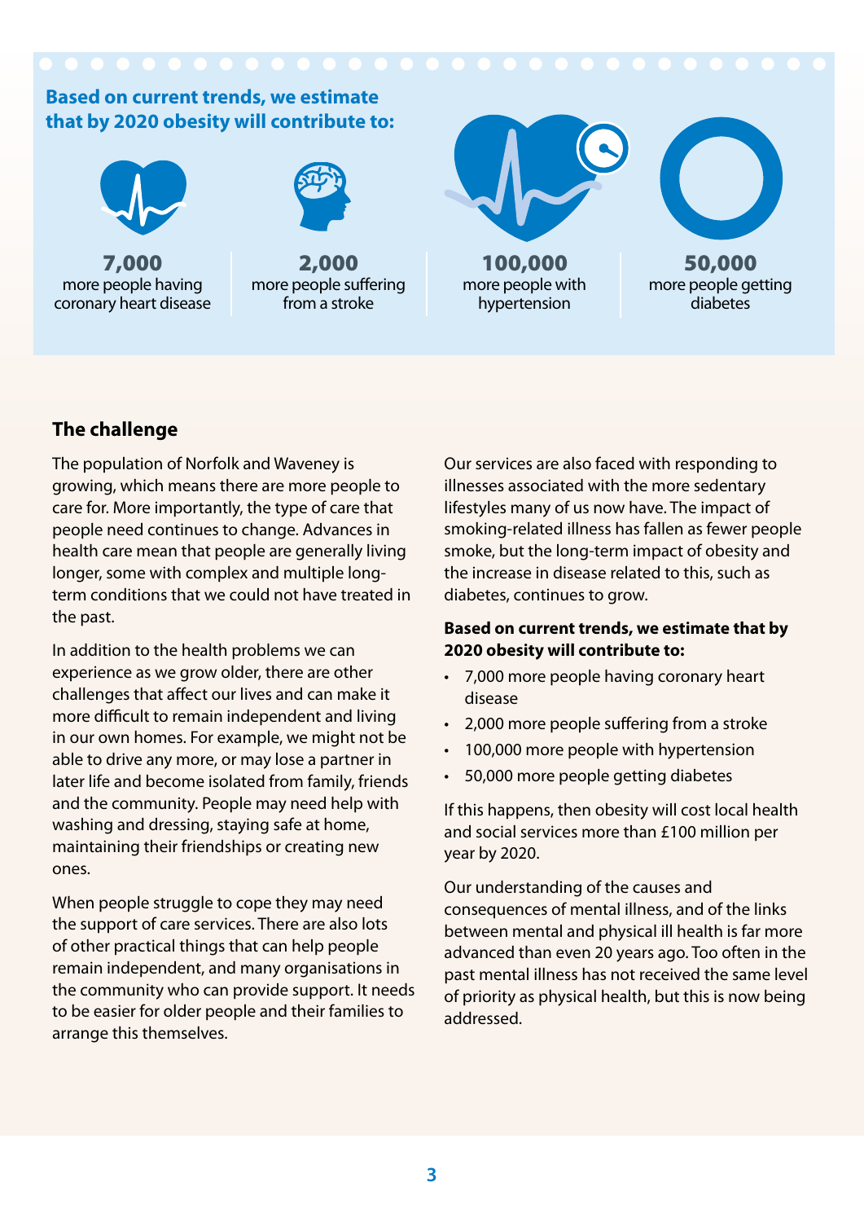**Based on current trends, we estimate that by 2020 obesity will contribute to:**

**7,000** more people having coronary heart disease

**2,000** more people suffering from a stroke

**100,000** more people with hypertension

**50,000** more people getting diabetes

## The challenge

The population of Norfolk and Waveney is growing, which means there are more people to care for. More importantly, the type of care that people need continues to change. Advances in health care mean that people are generally living longer, some with complex and multiple long-term conditions that we could not have treated in the past.

In addition to the health problems we can experience as we grow older, there are other challenges that affect our lives and can make it more difficult to remain independent and living in our own homes. For example, we might not be able to drive any more, or may lose a partner in later life and become isolated from family, friends and the community. People may need help with washing and dressing, staying safe at home, maintaining their friendships or creating new ones.

When people struggle to cope they may need the support of care services. There are also lots of other practical things that can help people remain independent, and many organisations in the community who can provide support. It needs to be easier for older people and their families to arrange this themselves.

Our services are also faced with responding to illnesses associated with the more sedentary lifestyles many of us now have. The impact of smoking-related illness has fallen as fewer people smoke, but the long-term impact of obesity and the increase in disease related to this, such as diabetes, continues to grow.

**Based on current trends, we estimate that by 2020 obesity will contribute to:**

- 7,000 more people having coronary heart disease
- 2,000 more people suffering from a stroke
- 100,000 more people with hypertension
- 50,000 more people getting diabetes

If this happens, then obesity will cost local health and social services more than £100 million per year by 2020.

Our understanding of the causes and consequences of mental illness, and of the links between mental and physical ill health is far more advanced than even 20 years ago. Too often in the past mental illness has not received the same level of priority as physical health, but this is now being addressed.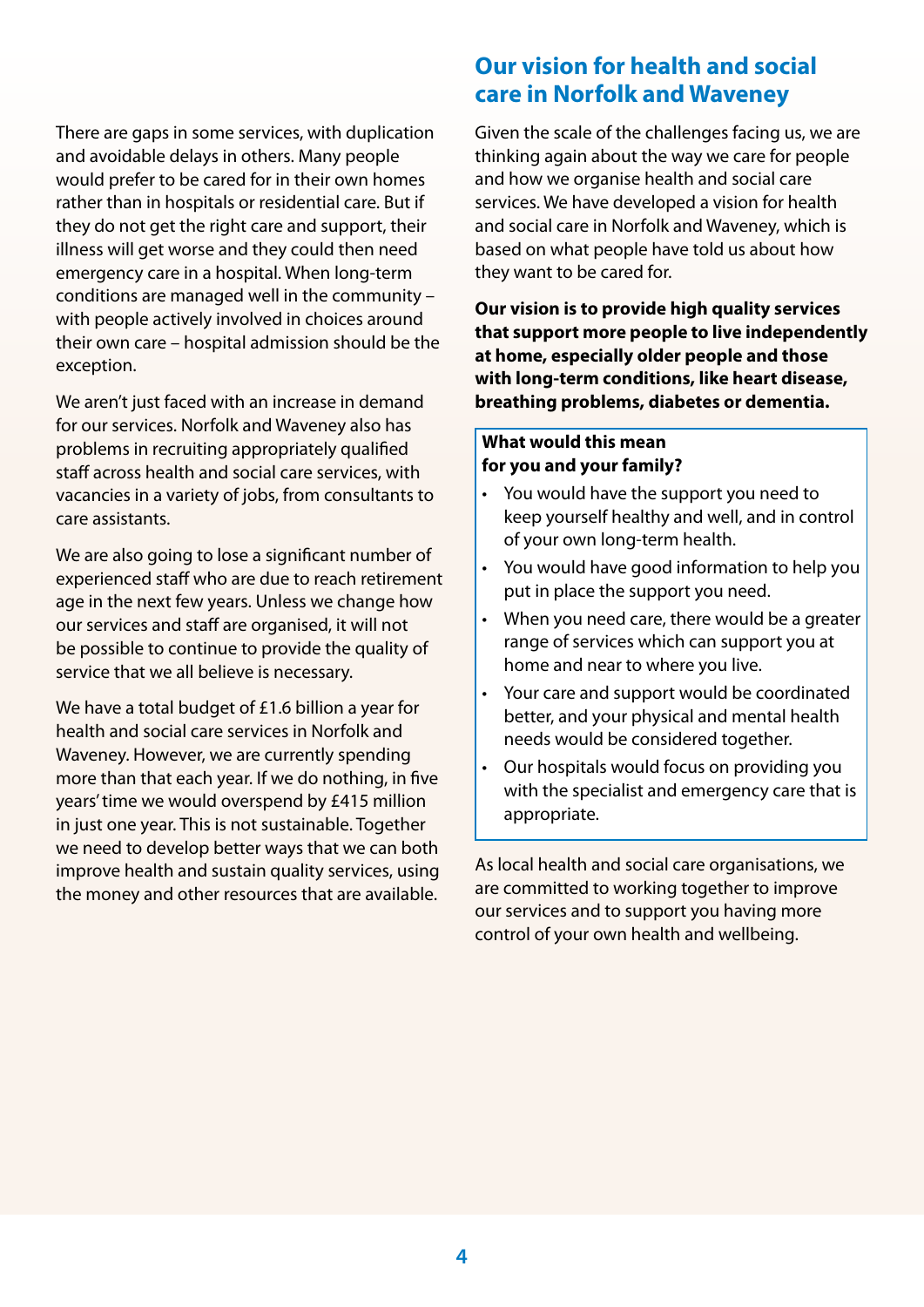There are gaps in some services, with duplication and avoidable delays in others. Many people would prefer to be cared for in their own homes rather than in hospitals or residential care. But if they do not get the right care and support, their illness will get worse and they could then need emergency care in a hospital. When long-term conditions are managed well in the community – with people actively involved in choices around their own care – hospital admission should be the exception.

We aren't just faced with an increase in demand for our services. Norfolk and Waveney also has problems in recruiting appropriately qualified staff across health and social care services, with vacancies in a variety of jobs, from consultants to care assistants.

We are also going to lose a significant number of experienced staff who are due to reach retirement age in the next few years. Unless we change how our services and staff are organised, it will not be possible to continue to provide the quality of service that we all believe is necessary.

We have a total budget of £1.6 billion a year for health and social care services in Norfolk and Waveney. However, we are currently spending more than that each year. If we do nothing, in five years' time we would overspend by £415 million in just one year. This is not sustainable. Together we need to develop better ways that we can both improve health and sustain quality services, using the money and other resources that are available.

## Our vision for health and social care in Norfolk and Waveney

Given the scale of the challenges facing us, we are thinking again about the way we care for people and how we organise health and social care services. We have developed a vision for health and social care in Norfolk and Waveney, which is based on what people have told us about how they want to be cared for.

**Our vision is to provide high quality services that support more people to live independently at home, especially older people and those with long-term conditions, like heart disease, breathing problems, diabetes or dementia.**

**What would this mean for you and your family?**

- You would have the support you need to keep yourself healthy and well, and in control of your own long-term health.
- You would have good information to help you put in place the support you need.
- When you need care, there would be a greater range of services which can support you at home and near to where you live.
- Your care and support would be coordinated better, and your physical and mental health needs would be considered together.
- Our hospitals would focus on providing you with the specialist and emergency care that is appropriate.

As local health and social care organisations, we are committed to working together to improve our services and to support you having more control of your own health and wellbeing.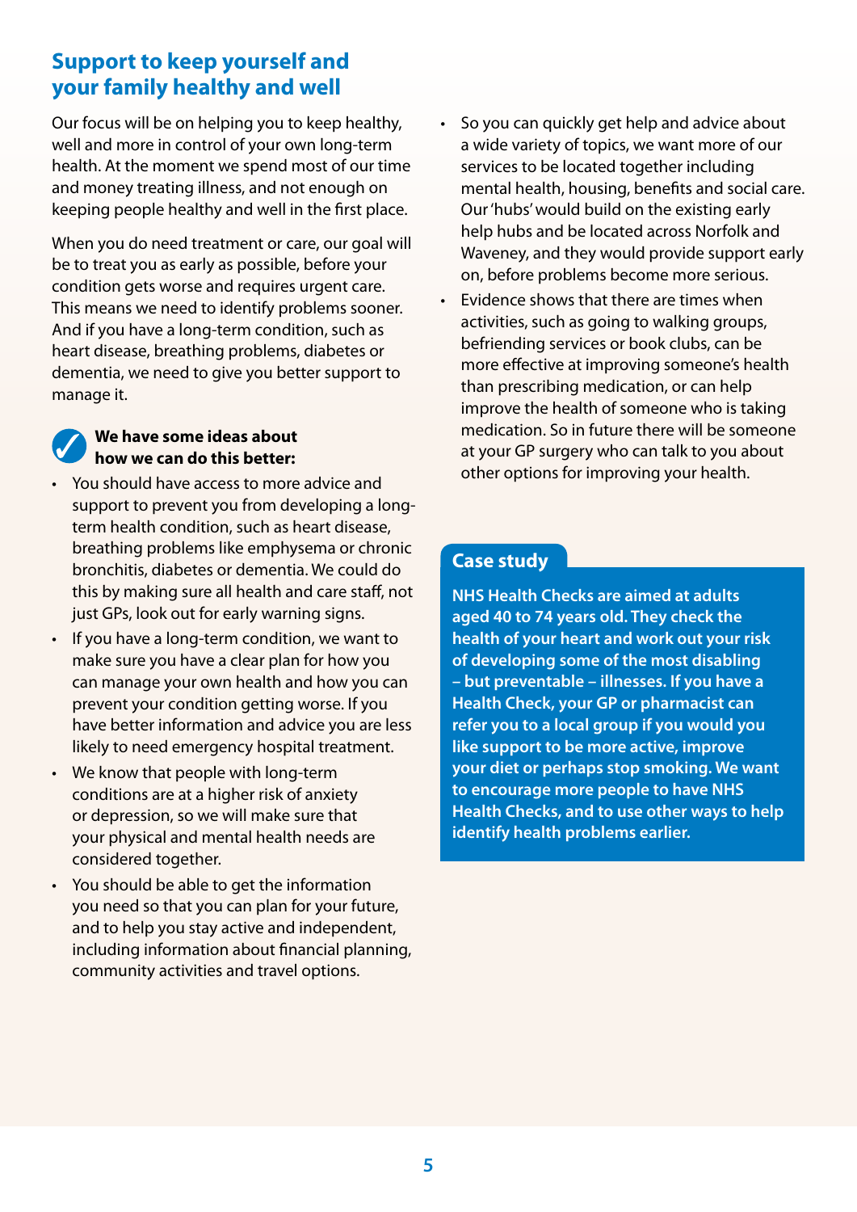## Support to keep yourself and your family healthy and well

Our focus will be on helping you to keep healthy, well and more in control of your own long-term health. At the moment we spend most of our time and money treating illness, and not enough on keeping people healthy and well in the first place.

When you do need treatment or care, our goal will be to treat you as early as possible, before your condition gets worse and requires urgent care. This means we need to identify problems sooner. And if you have a long-term condition, such as heart disease, breathing problems, diabetes or dementia, we need to give you better support to manage it.

**We have some ideas about how we can do this better:**

- You should have access to more advice and support to prevent you from developing a long-term health condition, such as heart disease, breathing problems like emphysema or chronic bronchitis, diabetes or dementia. We could do this by making sure all health and care staff, not just GPs, look out for early warning signs.
- If you have a long-term condition, we want to make sure you have a clear plan for how you can manage your own health and how you can prevent your condition getting worse. If you have better information and advice you are less likely to need emergency hospital treatment.
- We know that people with long-term conditions are at a higher risk of anxiety or depression, so we will make sure that your physical and mental health needs are considered together.
- You should be able to get the information you need so that you can plan for your future, and to help you stay active and independent, including information about financial planning, community activities and travel options.
- So you can quickly get help and advice about a wide variety of topics, we want more of our services to be located together including mental health, housing, benefits and social care. Our 'hubs' would build on the existing early help hubs and be located across Norfolk and Waveney, and they would provide support early on, before problems become more serious.
- Evidence shows that there are times when activities, such as going to walking groups, befriending services or book clubs, can be more effective at improving someone's health than prescribing medication, or can help improve the health of someone who is taking medication. So in future there will be someone at your GP surgery who can talk to you about other options for improving your health.

### Case study

**NHS Health Checks are aimed at adults aged 40 to 74 years old. They check the health of your heart and work out your risk of developing some of the most disabling – but preventable – illnesses. If you have a Health Check, your GP or pharmacist can refer you to a local group if you would you like support to be more active, improve your diet or perhaps stop smoking. We want to encourage more people to have NHS Health Checks, and to use other ways to help identify health problems earlier.**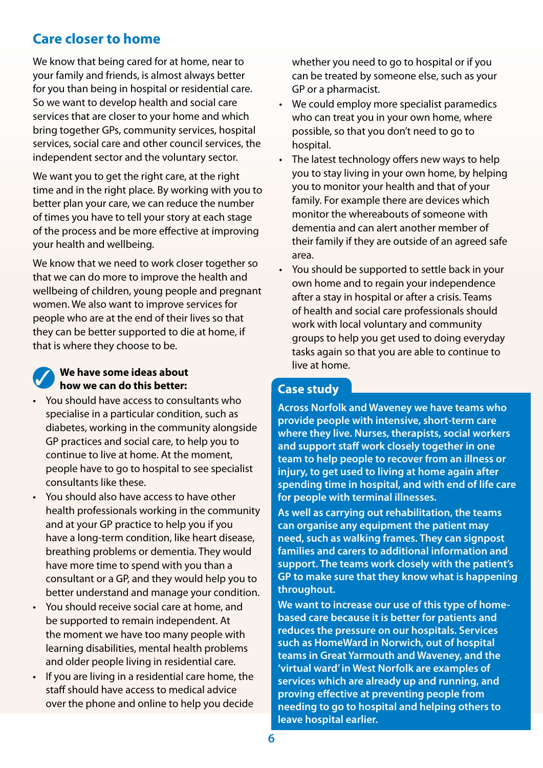## Care closer to home

We know that being cared for at home, near to your family and friends, is almost always better for you than being in hospital or residential care. So we want to develop health and social care services that are closer to your home and which bring together GPs, community services, hospital services, social care and other council services, the independent sector and the voluntary sector.

We want you to get the right care, at the right time and in the right place. By working with you to better plan your care, we can reduce the number of times you have to tell your story at each stage of the process and be more effective at improving your health and wellbeing.

We know that we need to work closer together so that we can do more to improve the health and wellbeing of children, young people and pregnant women. We also want to improve services for people who are at the end of their lives so that they can be better supported to die at home, if that is where they choose to be.

**We have some ideas about how we can do this better:**

- You should have access to consultants who specialise in a particular condition, such as diabetes, working in the community alongside GP practices and social care, to help you to continue to live at home. At the moment, people have to go to hospital to see specialist consultants like these.
- You should also have access to have other health professionals working in the community and at your GP practice to help you if you have a long-term condition, like heart disease, breathing problems or dementia. They would have more time to spend with you than a consultant or a GP, and they would help you to better understand and manage your condition.
- You should receive social care at home, and be supported to remain independent. At the moment we have too many people with learning disabilities, mental health problems and older people living in residential care.
- If you are living in a residential care home, the staff should have access to medical advice over the phone and online to help you decide whether you need to go to hospital or if you can be treated by someone else, such as your GP or a pharmacist.
- We could employ more specialist paramedics who can treat you in your own home, where possible, so that you don't need to go to hospital.
- The latest technology offers new ways to help you to stay living in your own home, by helping you to monitor your health and that of your family. For example there are devices which monitor the whereabouts of someone with dementia and can alert another member of their family if they are outside of an agreed safe area.
- You should be supported to settle back in your own home and to regain your independence after a stay in hospital or after a crisis. Teams of health and social care professionals should work with local voluntary and community groups to help you get used to doing everyday tasks again so that you are able to continue to live at home.

### Case study

**Across Norfolk and Waveney we have teams who provide people with intensive, short-term care where they live. Nurses, therapists, social workers and support staff work closely together in one team to help people to recover from an illness or injury, to get used to living at home again after spending time in hospital, and with end of life care for people with terminal illnesses.**

**As well as carrying out rehabilitation, the teams can organise any equipment the patient may need, such as walking frames. They can signpost families and carers to additional information and support. The teams work closely with the patient's GP to make sure that they know what is happening throughout.**

**We want to increase our use of this type of home-based care because it is better for patients and reduces the pressure on our hospitals. Services such as HomeWard in Norwich, out of hospital teams in Great Yarmouth and Waveney, and the 'virtual ward' in West Norfolk are examples of services which are already up and running, and proving effective at preventing people from needing to go to hospital and helping others to leave hospital earlier.**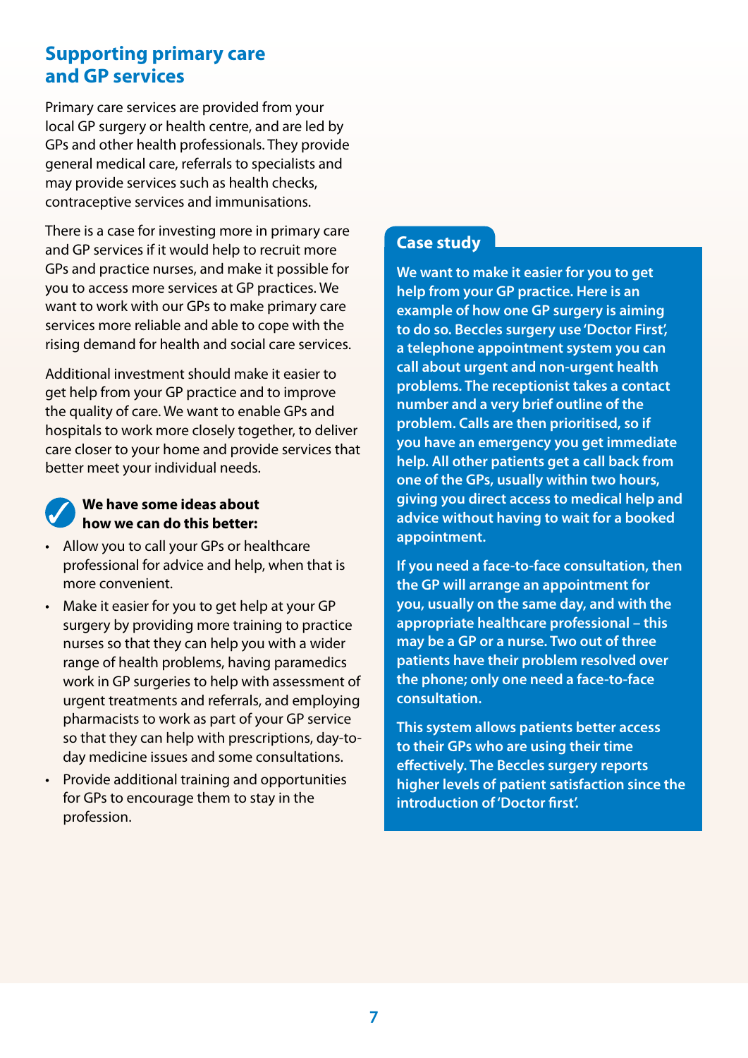## Supporting primary care and GP services

Primary care services are provided from your local GP surgery or health centre, and are led by GPs and other health professionals. They provide general medical care, referrals to specialists and may provide services such as health checks, contraceptive services and immunisations.

There is a case for investing more in primary care and GP services if it would help to recruit more GPs and practice nurses, and make it possible for you to access more services at GP practices. We want to work with our GPs to make primary care services more reliable and able to cope with the rising demand for health and social care services.

Additional investment should make it easier to get help from your GP practice and to improve the quality of care. We want to enable GPs and hospitals to work more closely together, to deliver care closer to your home and provide services that better meet your individual needs.

**We have some ideas about how we can do this better:**

- Allow you to call your GPs or healthcare professional for advice and help, when that is more convenient.
- Make it easier for you to get help at your GP surgery by providing more training to practice nurses so that they can help you with a wider range of health problems, having paramedics work in GP surgeries to help with assessment of urgent treatments and referrals, and employing pharmacists to work as part of your GP service so that they can help with prescriptions, day-to-day medicine issues and some consultations.
- Provide additional training and opportunities for GPs to encourage them to stay in the profession.

### Case study

**We want to make it easier for you to get help from your GP practice. Here is an example of how one GP surgery is aiming to do so. Beccles surgery use 'Doctor First', a telephone appointment system you can call about urgent and non-urgent health problems. The receptionist takes a contact number and a very brief outline of the problem. Calls are then prioritised, so if you have an emergency you get immediate help. All other patients get a call back from one of the GPs, usually within two hours, giving you direct access to medical help and advice without having to wait for a booked appointment.**

**If you need a face-to-face consultation, then the GP will arrange an appointment for you, usually on the same day, and with the appropriate healthcare professional – this may be a GP or a nurse. Two out of three patients have their problem resolved over the phone; only one need a face-to-face consultation.**

**This system allows patients better access to their GPs who are using their time effectively. The Beccles surgery reports higher levels of patient satisfaction since the introduction of 'Doctor first'.**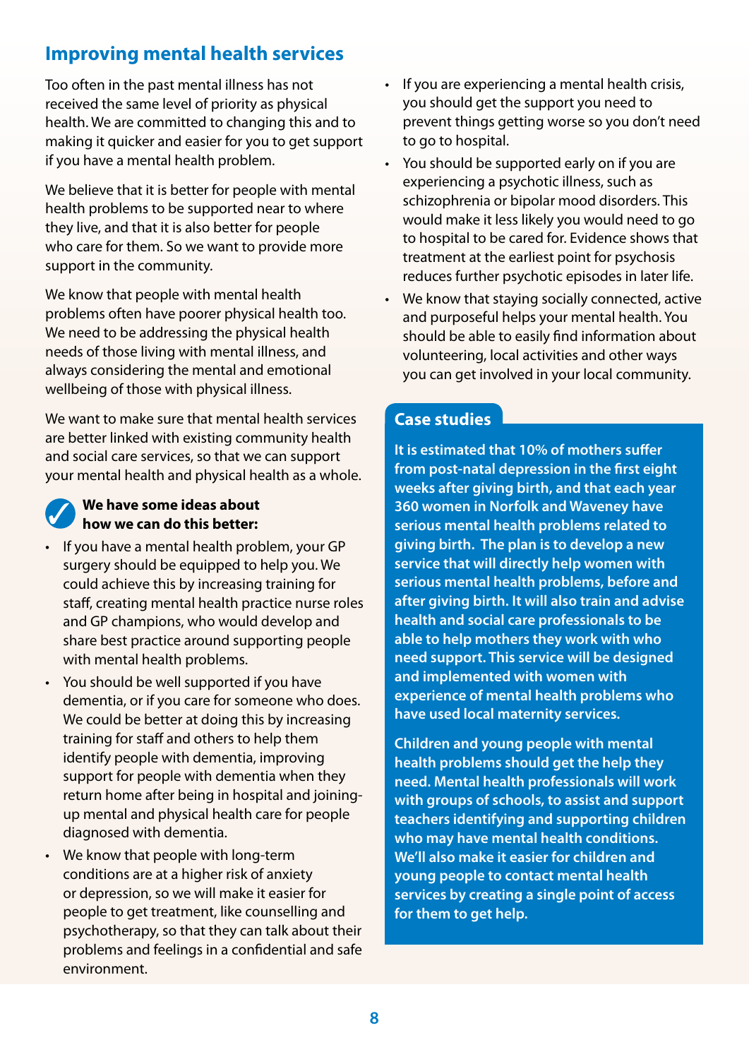## Improving mental health services

Too often in the past mental illness has not received the same level of priority as physical health. We are committed to changing this and to making it quicker and easier for you to get support if you have a mental health problem.

We believe that it is better for people with mental health problems to be supported near to where they live, and that it is also better for people who care for them. So we want to provide more support in the community.

We know that people with mental health problems often have poorer physical health too. We need to be addressing the physical health needs of those living with mental illness, and always considering the mental and emotional wellbeing of those with physical illness.

We want to make sure that mental health services are better linked with existing community health and social care services, so that we can support your mental health and physical health as a whole.

**We have some ideas about how we can do this better:**

- If you have a mental health problem, your GP surgery should be equipped to help you. We could achieve this by increasing training for staff, creating mental health practice nurse roles and GP champions, who would develop and share best practice around supporting people with mental health problems.
- You should be well supported if you have dementia, or if you care for someone who does. We could be better at doing this by increasing training for staff and others to help them identify people with dementia, improving support for people with dementia when they return home after being in hospital and joining-up mental and physical health care for people diagnosed with dementia.
- We know that people with long-term conditions are at a higher risk of anxiety or depression, so we will make it easier for people to get treatment, like counselling and psychotherapy, so that they can talk about their problems and feelings in a confidential and safe environment.
- If you are experiencing a mental health crisis, you should get the support you need to prevent things getting worse so you don't need to go to hospital.
- You should be supported early on if you are experiencing a psychotic illness, such as schizophrenia or bipolar mood disorders. This would make it less likely you would need to go to hospital to be cared for. Evidence shows that treatment at the earliest point for psychosis reduces further psychotic episodes in later life.
- We know that staying socially connected, active and purposeful helps your mental health. You should be able to easily find information about volunteering, local activities and other ways you can get involved in your local community.

### Case studies

**It is estimated that 10% of mothers suffer from post-natal depression in the first eight weeks after giving birth, and that each year 360 women in Norfolk and Waveney have serious mental health problems related to giving birth. The plan is to develop a new service that will directly help women with serious mental health problems, before and after giving birth. It will also train and advise health and social care professionals to be able to help mothers they work with who need support. This service will be designed and implemented with women with experience of mental health problems who have used local maternity services.**

**Children and young people with mental health problems should get the help they need. Mental health professionals will work with groups of schools, to assist and support teachers identifying and supporting children who may have mental health conditions. We'll also make it easier for children and young people to contact mental health services by creating a single point of access for them to get help.**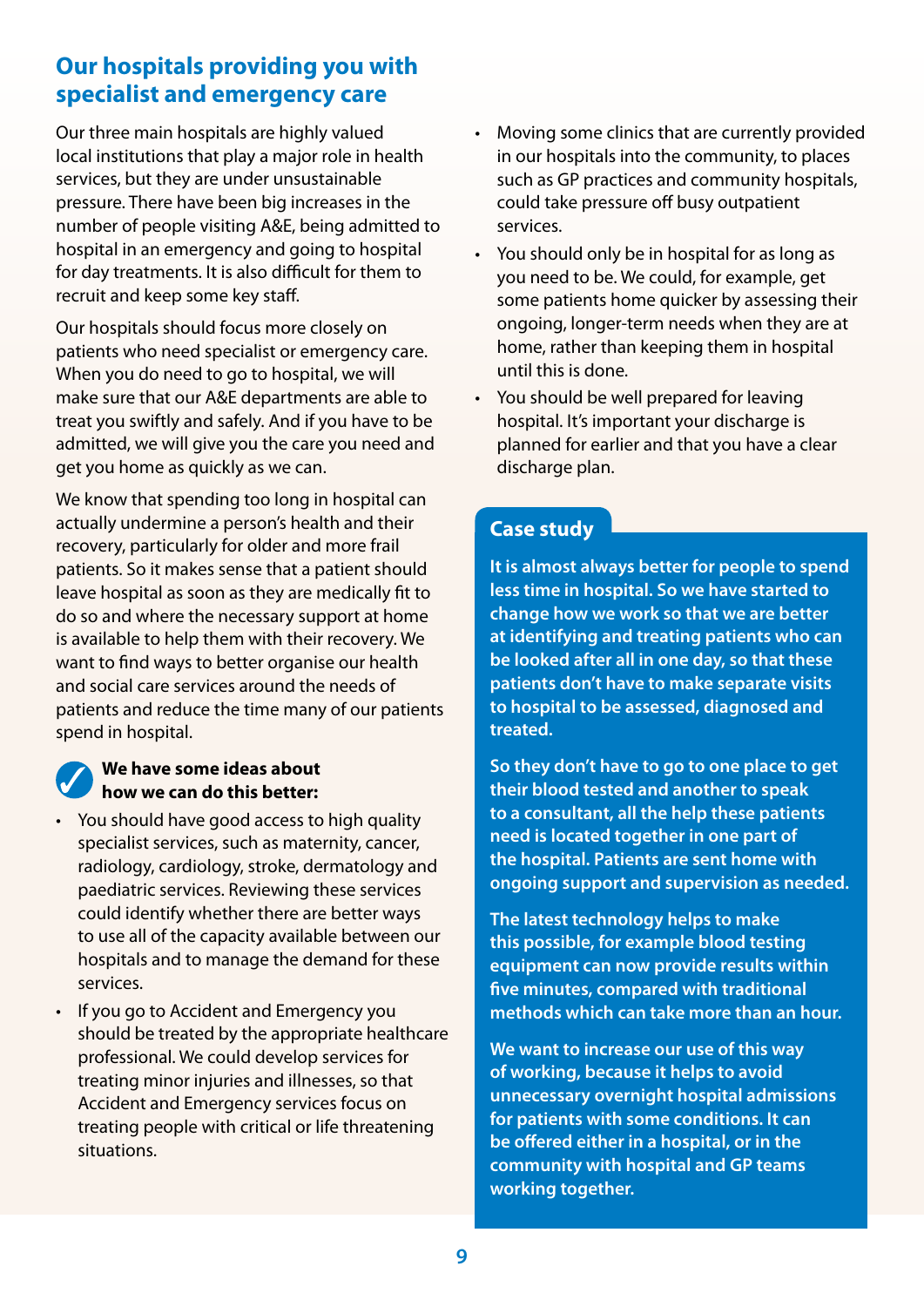## Our hospitals providing you with specialist and emergency care

Our three main hospitals are highly valued local institutions that play a major role in health services, but they are under unsustainable pressure. There have been big increases in the number of people visiting A&E, being admitted to hospital in an emergency and going to hospital for day treatments. It is also difficult for them to recruit and keep some key staff.

Our hospitals should focus more closely on patients who need specialist or emergency care. When you do need to go to hospital, we will make sure that our A&E departments are able to treat you swiftly and safely. And if you have to be admitted, we will give you the care you need and get you home as quickly as we can.

We know that spending too long in hospital can actually undermine a person's health and their recovery, particularly for older and more frail patients. So it makes sense that a patient should leave hospital as soon as they are medically fit to do so and where the necessary support at home is available to help them with their recovery. We want to find ways to better organise our health and social care services around the needs of patients and reduce the time many of our patients spend in hospital.

**We have some ideas about how we can do this better:**

- You should have good access to high quality specialist services, such as maternity, cancer, radiology, cardiology, stroke, dermatology and paediatric services. Reviewing these services could identify whether there are better ways to use all of the capacity available between our hospitals and to manage the demand for these services.
- If you go to Accident and Emergency you should be treated by the appropriate healthcare professional. We could develop services for treating minor injuries and illnesses, so that Accident and Emergency services focus on treating people with critical or life threatening situations.
- Moving some clinics that are currently provided in our hospitals into the community, to places such as GP practices and community hospitals, could take pressure off busy outpatient services.
- You should only be in hospital for as long as you need to be. We could, for example, get some patients home quicker by assessing their ongoing, longer-term needs when they are at home, rather than keeping them in hospital until this is done.
- You should be well prepared for leaving hospital. It's important your discharge is planned for earlier and that you have a clear discharge plan.

### Case study

**It is almost always better for people to spend less time in hospital. So we have started to change how we work so that we are better at identifying and treating patients who can be looked after all in one day, so that these patients don't have to make separate visits to hospital to be assessed, diagnosed and treated.**

**So they don't have to go to one place to get their blood tested and another to speak to a consultant, all the help these patients need is located together in one part of the hospital. Patients are sent home with ongoing support and supervision as needed.**

**The latest technology helps to make this possible, for example blood testing equipment can now provide results within five minutes, compared with traditional methods which can take more than an hour.**

**We want to increase our use of this way of working, because it helps to avoid unnecessary overnight hospital admissions for patients with some conditions. It can be offered either in a hospital, or in the community with hospital and GP teams working together.**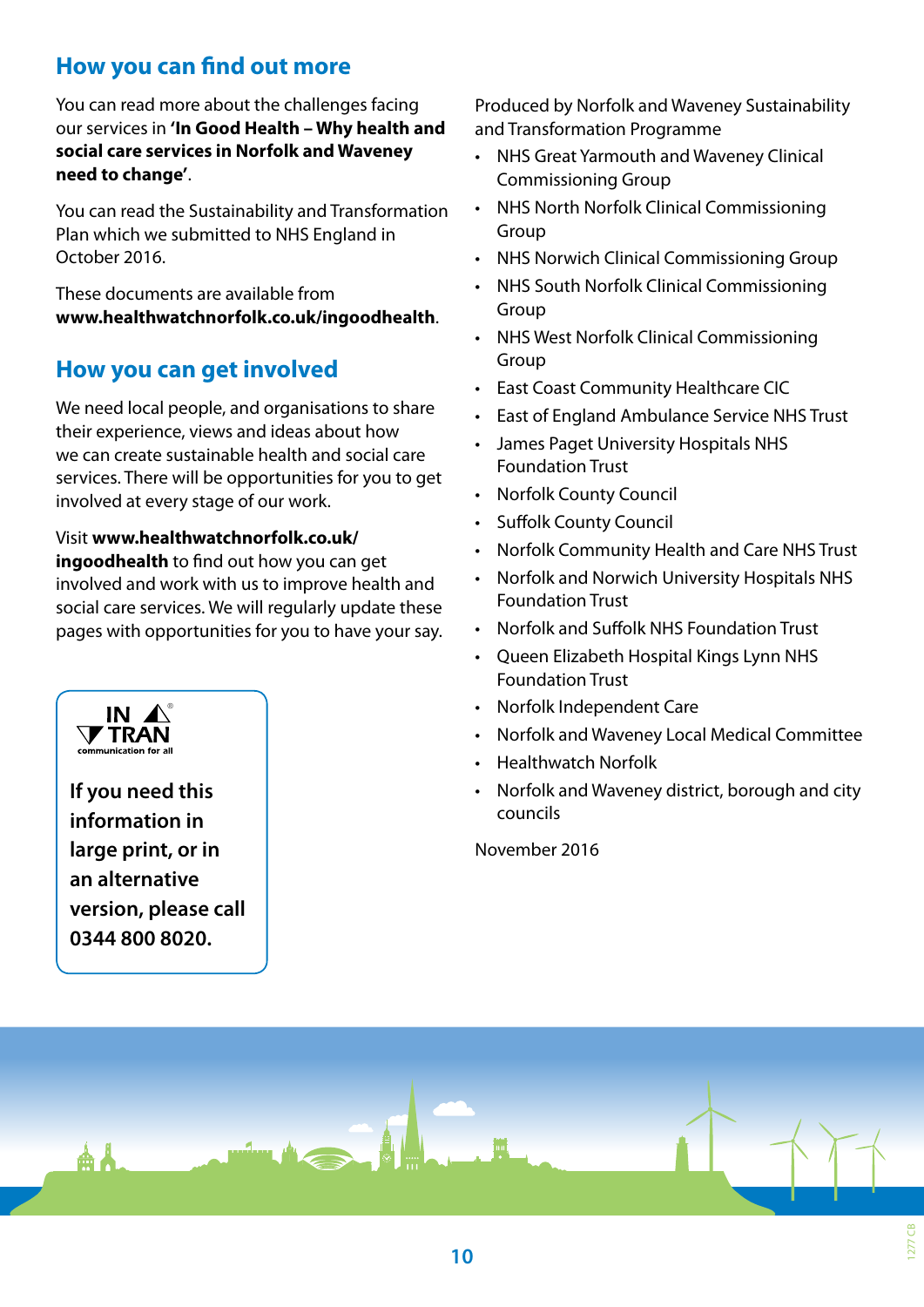## How you can find out more

You can read more about the challenges facing our services in **'In Good Health – Why health and social care services in Norfolk and Waveney need to change'**.

You can read the Sustainability and Transformation Plan which we submitted to NHS England in October 2016.

These documents are available from **www.healthwatchnorfolk.co.uk/ingoodhealth**.

## How you can get involved

We need local people, and organisations to share their experience, views and ideas about how we can create sustainable health and social care services. There will be opportunities for you to get involved at every stage of our work.

Visit **www.healthwatchnorfolk.co.uk/ingoodhealth** to find out how you can get involved and work with us to improve health and social care services. We will regularly update these pages with opportunities for you to have your say.

IN TRAN communication for all

**If you need this information in large print, or in an alternative version, please call 0344 800 8020.**

Produced by Norfolk and Waveney Sustainability and Transformation Programme

- NHS Great Yarmouth and Waveney Clinical Commissioning Group
- NHS North Norfolk Clinical Commissioning Group
- NHS Norwich Clinical Commissioning Group
- NHS South Norfolk Clinical Commissioning Group
- NHS West Norfolk Clinical Commissioning Group
- East Coast Community Healthcare CIC
- East of England Ambulance Service NHS Trust
- James Paget University Hospitals NHS Foundation Trust
- Norfolk County Council
- Suffolk County Council
- Norfolk Community Health and Care NHS Trust
- Norfolk and Norwich University Hospitals NHS Foundation Trust
- Norfolk and Suffolk NHS Foundation Trust
- Queen Elizabeth Hospital Kings Lynn NHS Foundation Trust
- Norfolk Independent Care
- Norfolk and Waveney Local Medical Committee
- Healthwatch Norfolk
- Norfolk and Waveney district, borough and city councils

November 2016

1277 CB